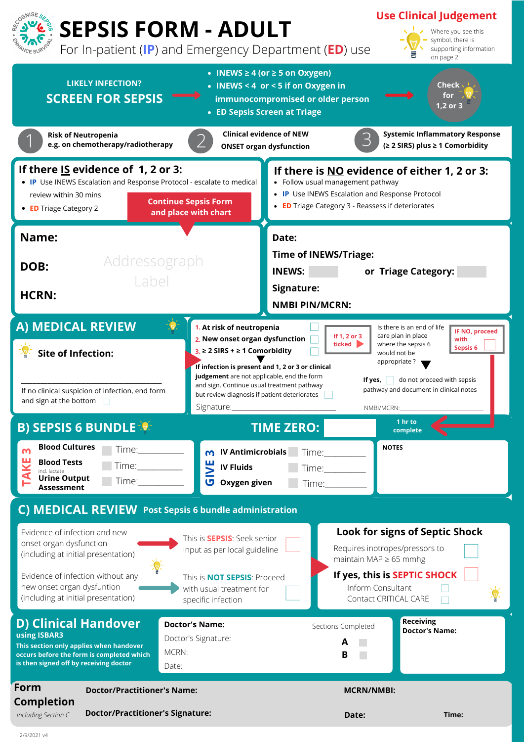# SEPSIS FORM - ADULT

For In-patient (**IP**) and Emergency Department (**ED**) use

**Use Clinical Judgement**

Where you see this symbol, there is supporting information on page 2

RECOGNISE SEPSIS · ENHANCE SURVIVAL

---

**LIKELY INFECTION?**

## SCREEN FOR SEPSIS

- INEWS ≥ 4 (or ≥ 5 on Oxygen)
- INEWS < 4 or < 5 if on Oxygen in immunocompromised or older person
- ED Sepsis Screen at Triage

→ **Check for 1,2 or 3**

1. **Risk of Neutropenia** e.g. on chemotherapy/radiotherapy
2. **Clinical evidence of NEW ONSET organ dysfunction**
3. **Systemic Inflammatory Response (≥ 2 SIRS) plus ≥ 1 Comorbidity**

### If there IS evidence of 1, 2 or 3:

- **IP** Use INEWS Escalation and Response Protocol - escalate to medical review within 30 mins
- **ED** Triage Category 2

**Continue Sepsis Form and place with chart**

### If there is NO evidence of either 1, 2 or 3:

- Follow usual management pathway
- **IP** Use INEWS Escalation and Response Protocol
- **ED** Triage Category 3 - Reassess if deteriorates

---

**Name:**

**DOB:**

**HCRN:**

Addressograph Label

**Date:**

**Time of INEWS/Triage:**

**INEWS:** ☐ **or Triage Category:** ☐

**Signature:**

**NMBI PIN/MCRN:**

---

## A) MEDICAL REVIEW

**Site of Infection:**

\_\_\_\_\_\_\_\_\_\_\_\_\_\_\_\_\_\_\_\_\_\_\_\_\_\_\_\_\_\_\_\_\_\_\_\_\_\_\_

If no clinical suspicion of infection, end form and sign at the bottom ☐

1. **At risk of neutropenia** ☐
2. **New onset organ dysfunction** ☐
3. **≥ 2 SIRS + ≥ 1 Comorbidity** ☐

**If 1, 2 or 3 ticked** → Is there is an end of life care plan in place where the sepsis 6 would not be appropriate ?

**IF NO, proceed with Sepsis 6** ☐

**If infection is present and 1, 2 or 3 or clinical judgement** are not applicable, end the form and sign. Continue usual treatment pathway but review diagnosis if patient deteriorates ☐

Signature:\_\_\_\_\_\_\_\_\_\_\_\_\_\_\_\_\_\_\_\_\_\_\_\_\_\_\_\_\_\_\_\_

**If yes,** ☐ do not proceed with sepsis pathway and document in clinical notes

NMBI/MCRN:\_\_\_\_\_\_\_\_\_\_\_\_\_\_\_\_\_\_\_\_\_\_\_\_\_\_\_\_\_\_

## B) SEPSIS 6 BUNDLE

**TIME ZERO:** ☐ **1 hr to complete**

**TAKE 3**

| Item | | Time |
|---|---|---|
| **Blood Cultures** | ☐ | Time:\_\_\_\_\_\_\_\_\_\_ |
| **Blood Tests** incl. lactate | ☐ | Time:\_\_\_\_\_\_\_\_\_\_ |
| **Urine Output Assessment** | ☐ | Time:\_\_\_\_\_\_\_\_\_\_ |

**GIVE 3**

| Item | | Time |
|---|---|---|
| **IV Antimicrobials** | ☐ | Time:\_\_\_\_\_\_\_\_\_\_ |
| **IV Fluids** | ☐ | Time:\_\_\_\_\_\_\_\_\_\_ |
| **Oxygen given** | ☐ | Time:\_\_\_\_\_\_\_\_\_\_ |

**NOTES**

## C) MEDICAL REVIEW Post Sepsis 6 bundle administration

Evidence of infection and new onset organ dysfunction (including at initial presentation) → This is **SEPSIS**: Seek senior input as per local guideline ☐

Evidence of infection without any new onset organ dysfuntion (including at initial presentation) → This is **NOT SEPSIS**: Proceed with usual treatment for specific infection ☐

### Look for signs of Septic Shock

Requires inotropes/pressors to maintain MAP ≥ 65 mmhg ☐

**If yes, this is SEPTIC SHOCK** ☐

Inform Consultant ☐

Contact CRITICAL CARE ☐

## D) Clinical Handover

**using ISBAR3**

**This section only applies when handover occurs before the form is completed which is then signed off by receiving doctor**

**Doctor's Name:**

Doctor's Signature:

MCRN:

Date:

Sections Completed

**A** ☐

**B** ☐

**Receiving Doctor's Name:**

---

**Form Completion** *including Section C*

**Doctor/Practitioner's Name:** **MCRN/NMBI:**

**Doctor/Practitioner's Signature:** **Date:** **Time:**

2/9/2021 v4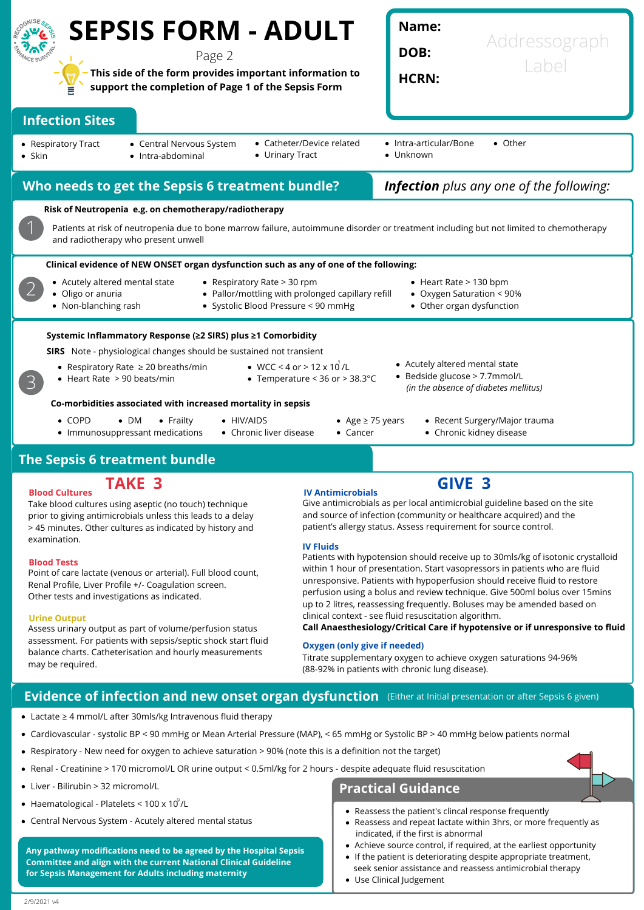# SEPSIS FORM - ADULT

Page 2

**This side of the form provides important information to support the completion of Page 1 of the Sepsis Form**

**Name:**

**DOB:**

**HCRN:**

Addressograph Label

## Infection Sites

- Respiratory Tract
- Skin
- Central Nervous System
- Intra-abdominal
- Catheter/Device related
- Urinary Tract
- Intra-articular/Bone
- Unknown
- Other

## Who needs to get the Sepsis 6 treatment bundle?

***Infection** plus any one of the following:*

**1 — Risk of Neutropenia e.g. on chemotherapy/radiotherapy**

Patients at risk of neutropenia due to bone marrow failure, autoimmune disorder or treatment including but not limited to chemotherapy and radiotherapy who present unwell

**2 — Clinical evidence of NEW ONSET organ dysfunction such as any of one of the following:**

- Acutely altered mental state
- Oligo or anuria
- Non-blanching rash
- Respiratory Rate > 30 rpm
- Pallor/mottling with prolonged capillary refill
- Systolic Blood Pressure < 90 mmHg
- Heart Rate > 130 bpm
- Oxygen Saturation < 90%
- Other organ dysfunction

**3 — Systemic Inflammatory Response (≥2 SIRS) plus ≥1 Comorbidity**

**SIRS** Note - physiological changes should be sustained not transient

- Respiratory Rate ≥ 20 breaths/min
- Heart Rate > 90 beats/min
- WCC < 4 or > 12 x $10^9$/L
- Temperature < 36 or > 38.3°C
- Acutely altered mental state
- Bedside glucose > 7.7mmol/L *(in the absence of diabetes mellitus)*

**Co-morbidities associated with increased mortality in sepsis**

- COPD
- DM
- Frailty
- Immunosuppressant medications
- HIV/AIDS
- Chronic liver disease
- Age ≥ 75 years
- Cancer
- Recent Surgery/Major trauma
- Chronic kidney disease

## The Sepsis 6 treatment bundle

### TAKE 3

**Blood Cultures**

Take blood cultures using aseptic (no touch) technique prior to giving antimicrobials unless this leads to a delay > 45 minutes. Other cultures as indicated by history and examination.

**Blood Tests**

Point of care lactate (venous or arterial). Full blood count, Renal Profile, Liver Profile +/- Coagulation screen. Other tests and investigations as indicated.

**Urine Output**

Assess urinary output as part of volume/perfusion status assessment. For patients with sepsis/septic shock start fluid balance charts. Catheterisation and hourly measurements may be required.

### GIVE 3

**IV Antimicrobials**

Give antimicrobials as per local antimicrobial guideline based on the site and source of infection (community or healthcare acquired) and the patient's allergy status. Assess requirement for source control.

**IV Fluids**

Patients with hypotension should receive up to 30mls/kg of isotonic crystalloid within 1 hour of presentation. Start vasopressors in patients who are fluid unresponsive. Patients with hypoperfusion should receive fluid to restore perfusion using a bolus and review technique. Give 500ml bolus over 15mins up to 2 litres, reassessing frequently. Boluses may be amended based on clinical context - see fluid resuscitation algorithm.

**Call Anaesthesiology/Critical Care if hypotensive or if unresponsive to fluid**

**Oxygen (only give if needed)**

Titrate supplementary oxygen to achieve oxygen saturations 94-96% (88-92% in patients with chronic lung disease).

## Evidence of infection and new onset organ dysfunction (Either at Initial presentation or after Sepsis 6 given)

- Lactate ≥ 4 mmol/L after 30mls/kg Intravenous fluid therapy
- Cardiovascular - systolic BP < 90 mmHg or Mean Arterial Pressure (MAP), < 65 mmHg or Systolic BP > 40 mmHg below patients normal
- Respiratory - New need for oxygen to achieve saturation > 90% (note this is a definition not the target)
- Renal - Creatinine > 170 micromol/L OR urine output < 0.5ml/kg for 2 hours - despite adequate fluid resuscitation
- Liver - Bilirubin > 32 micromol/L
- Haematological - Platelets < 100 x $10^9$/L
- Central Nervous System - Acutely altered mental status

**Any pathway modifications need to be agreed by the Hospital Sepsis Committee and align with the current National Clinical Guideline for Sepsis Management for Adults including maternity**

## Practical Guidance

- Reassess the patient's clincal response frequently
- Reassess and repeat lactate within 3hrs, or more frequently as indicated, if the first is abnormal
- Achieve source control, if required, at the earliest opportunity
- If the patient is deteriorating despite appropriate treatment, seek senior assistance and reassess antimicrobial therapy
- Use Clinical Judgement

2/9/2021 v4